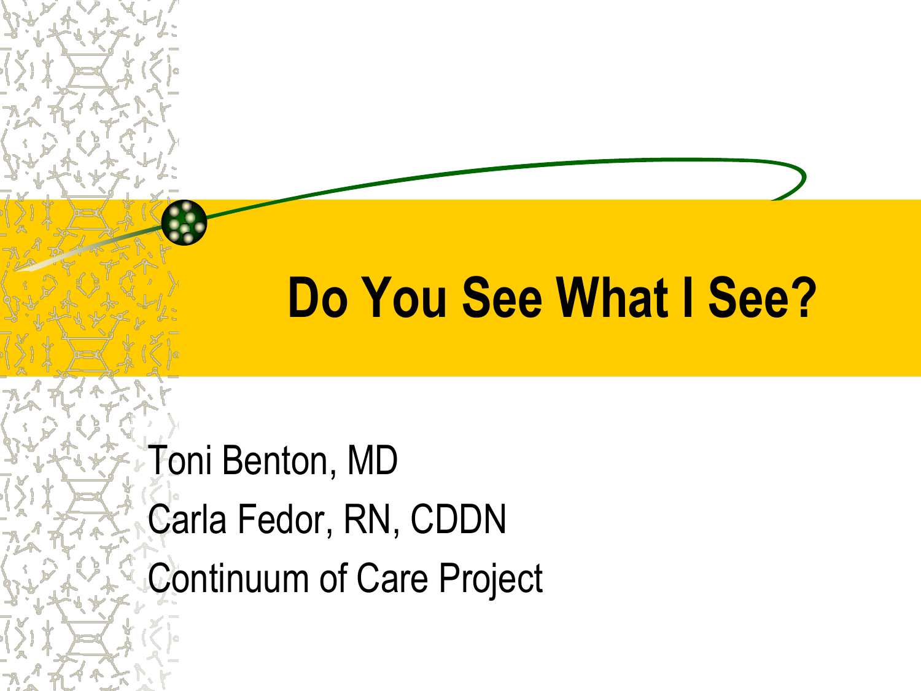# Do You See What I See?

Toni Benton, MD

Carla Fedor, RN, CDDN

Continuum of Care Project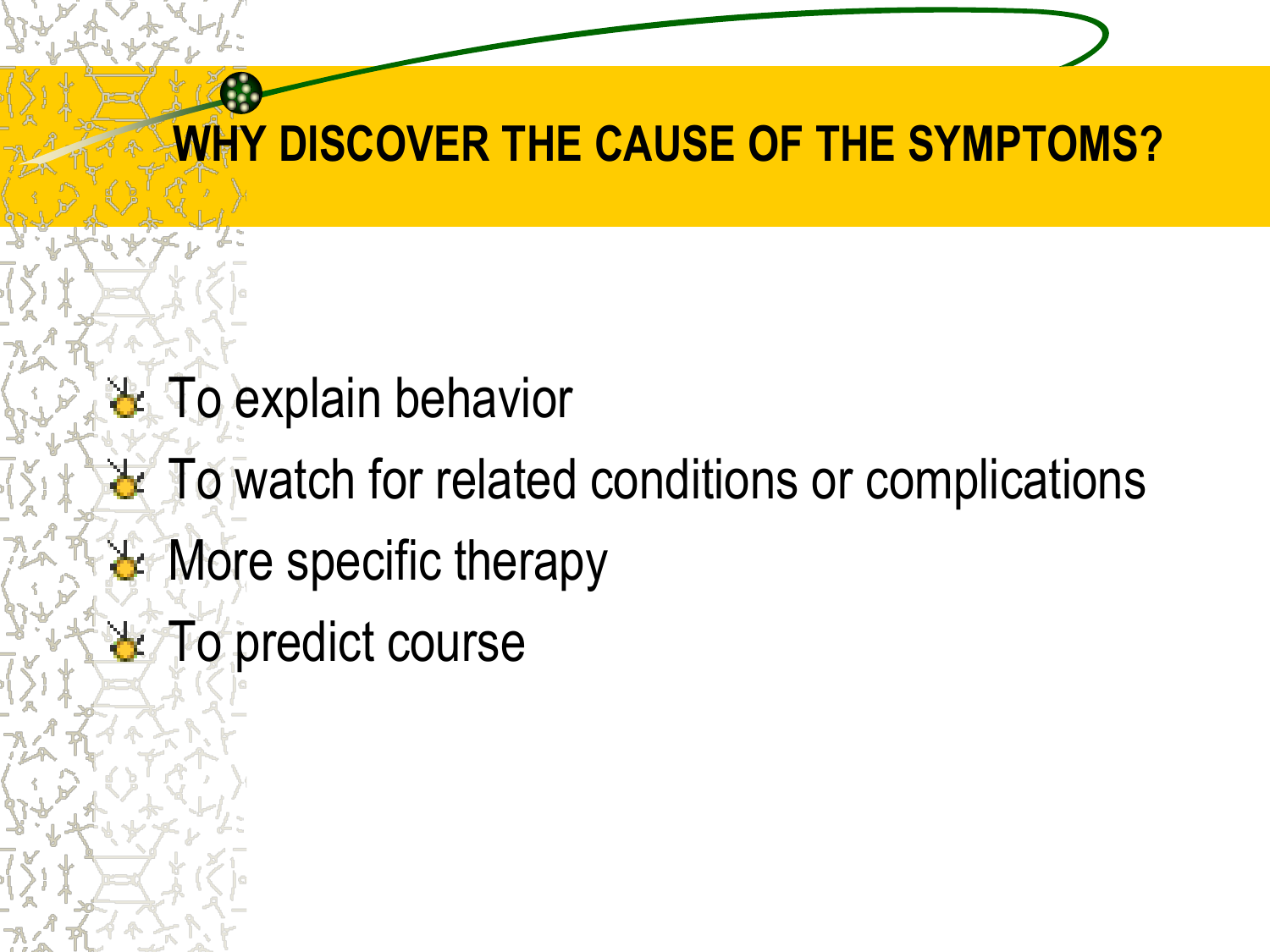# WHY DISCOVER THE CAUSE OF THE SYMPTOMS?

- To explain behavior
- To watch for related conditions or complications
- More specific therapy
- To predict course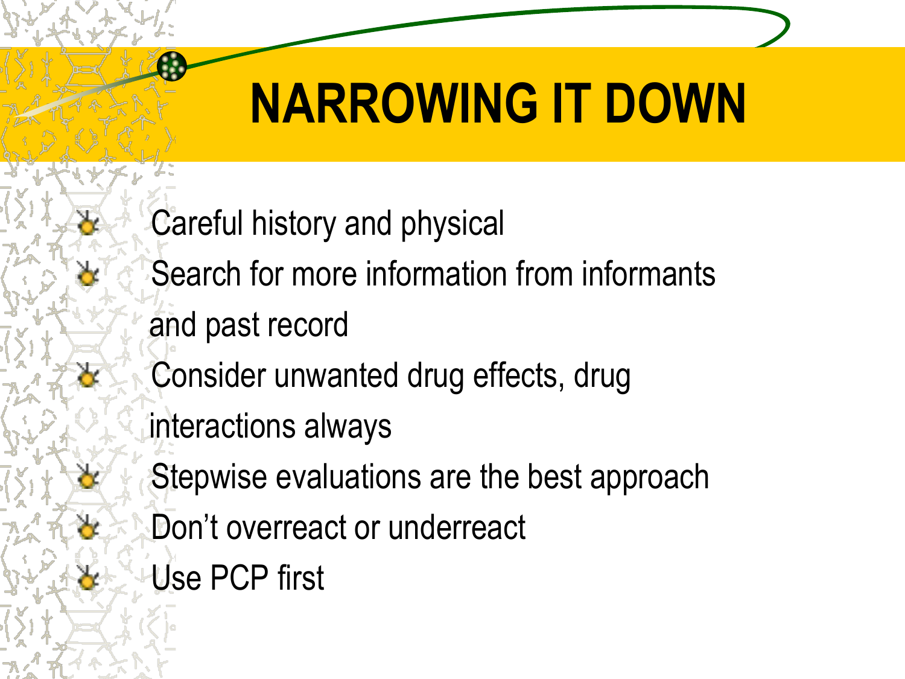# NARROWING IT DOWN

- Careful history and physical
- Search for more information from informants and past record
- Consider unwanted drug effects, drug interactions always
- Stepwise evaluations are the best approach
- Don't overreact or underreact
- Use PCP first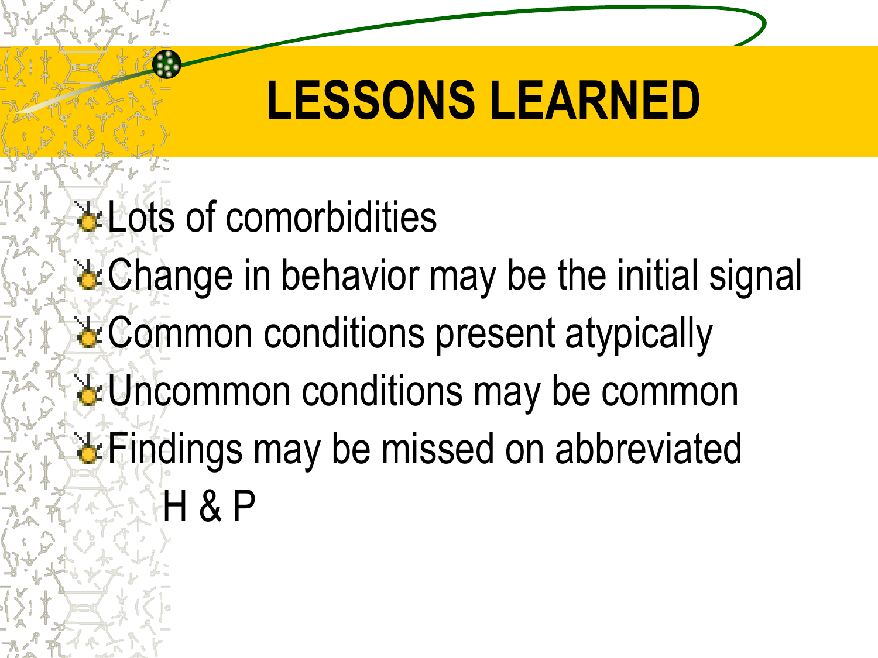# LESSONS LEARNED

- Lots of comorbidities
- Change in behavior may be the initial signal
- Common conditions present atypically
- Uncommon conditions may be common
- Findings may be missed on abbreviated H & P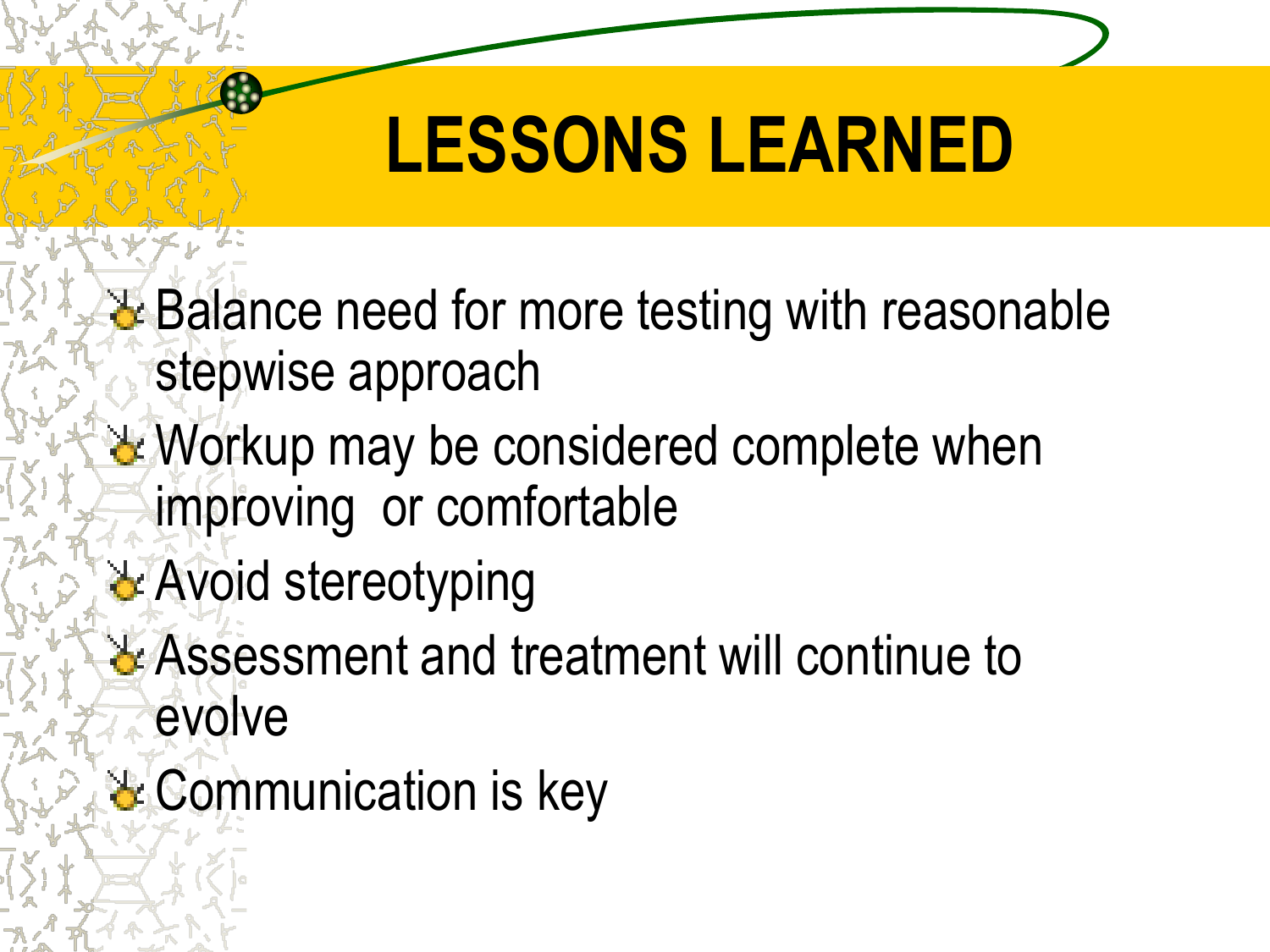# LESSONS LEARNED

- Balance need for more testing with reasonable stepwise approach
- Workup may be considered complete when improving or comfortable
- Avoid stereotyping
- Assessment and treatment will continue to evolve
- Communication is key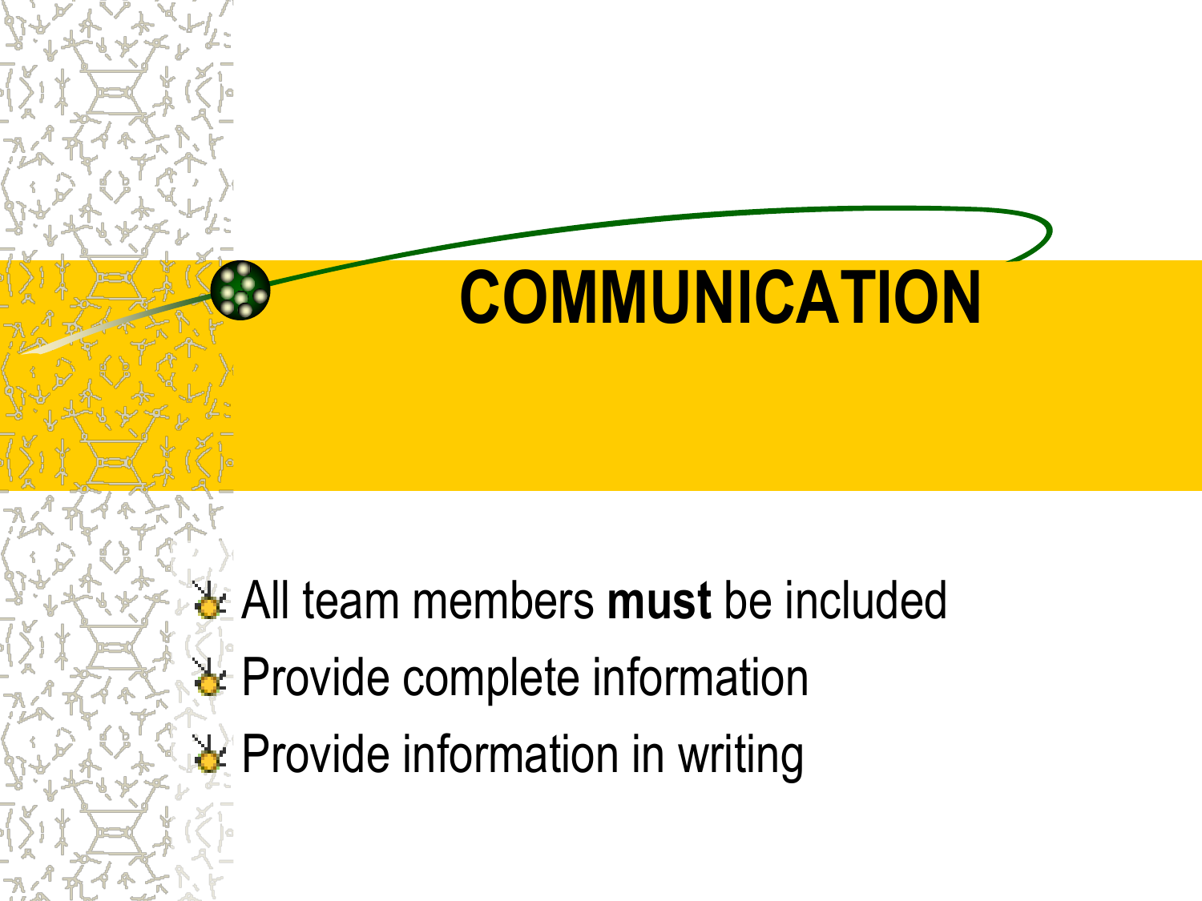# COMMUNICATION

- All team members **must** be included
- Provide complete information
- Provide information in writing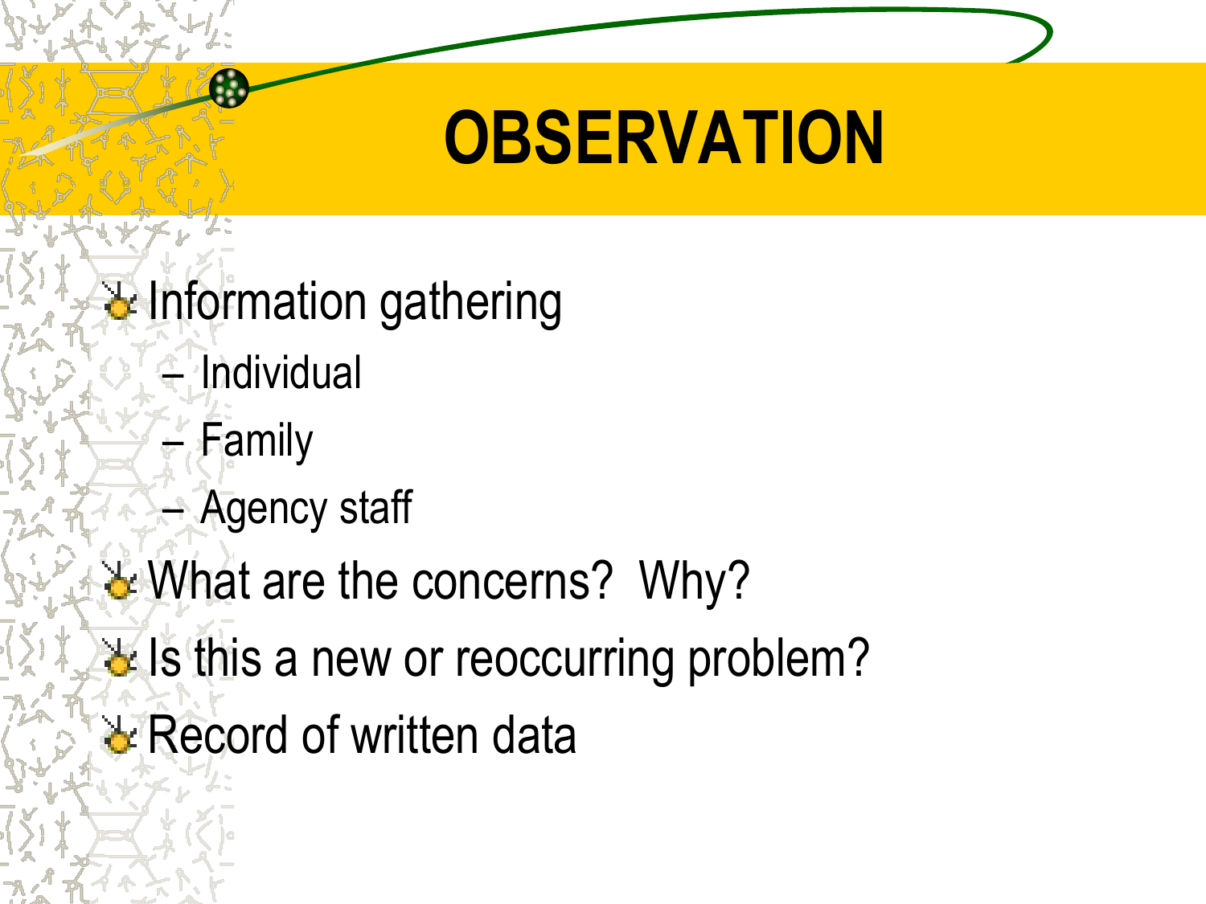# OBSERVATION

- Information gathering
  - Individual
  - Family
  - Agency staff
- What are the concerns? Why?
- Is this a new or reoccurring problem?
- Record of written data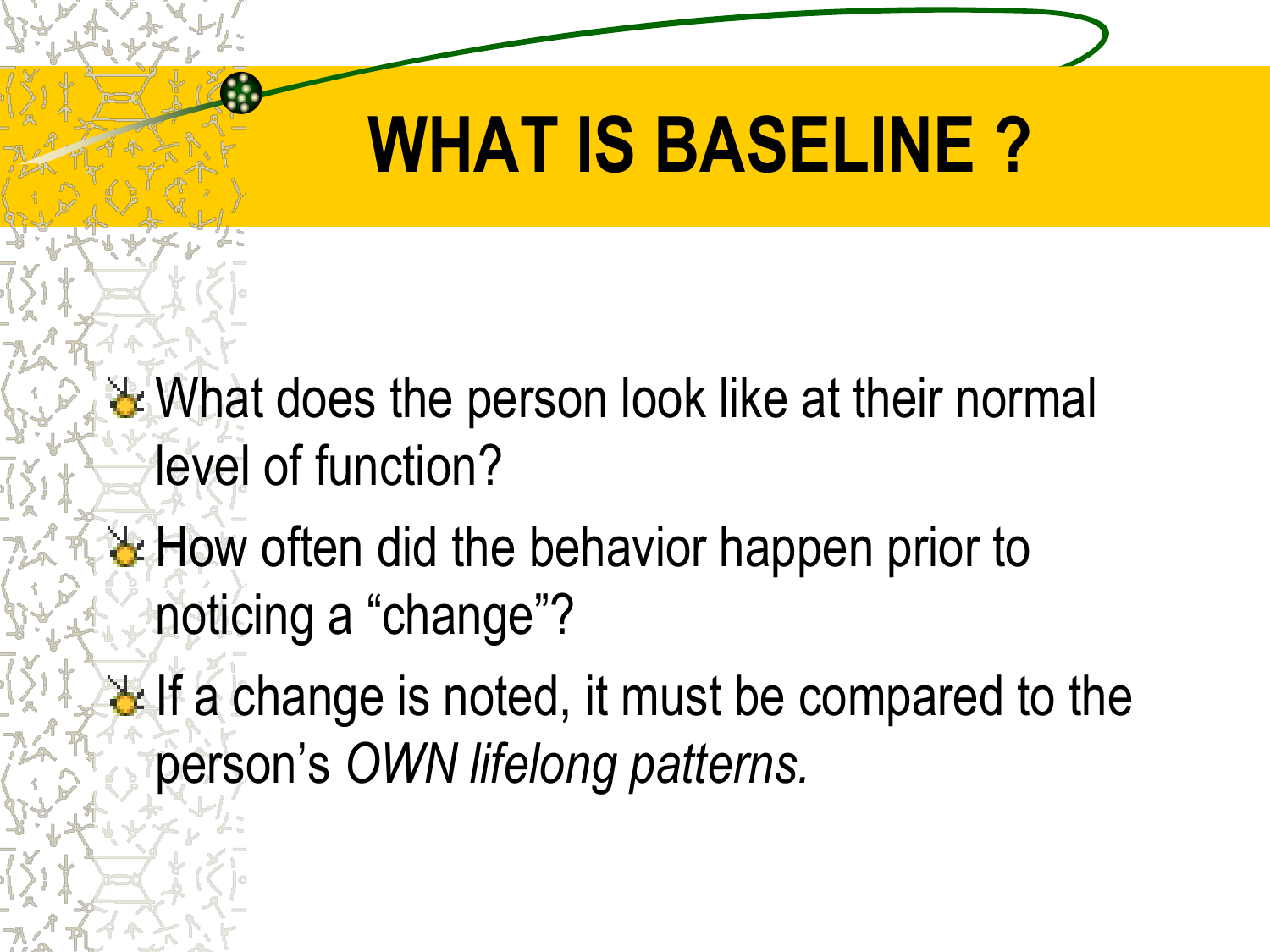# WHAT IS BASELINE ?

- What does the person look like at their normal level of function?
- How often did the behavior happen prior to noticing a “change”?
- If a change is noted, it must be compared to the person’s *OWN lifelong patterns.*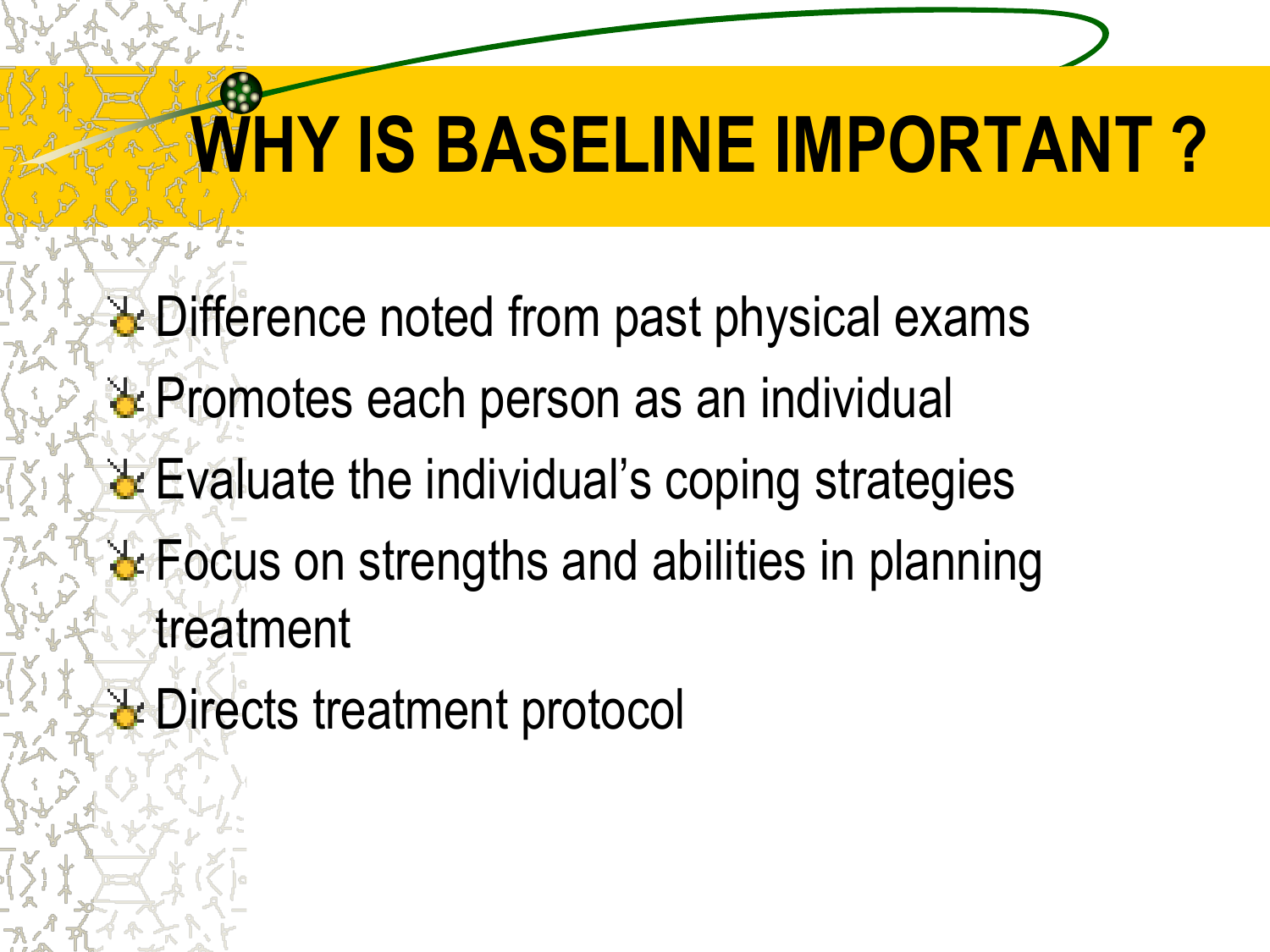# WHY IS BASELINE IMPORTANT ?

- Difference noted from past physical exams
- Promotes each person as an individual
- Evaluate the individual's coping strategies
- Focus on strengths and abilities in planning treatment
- Directs treatment protocol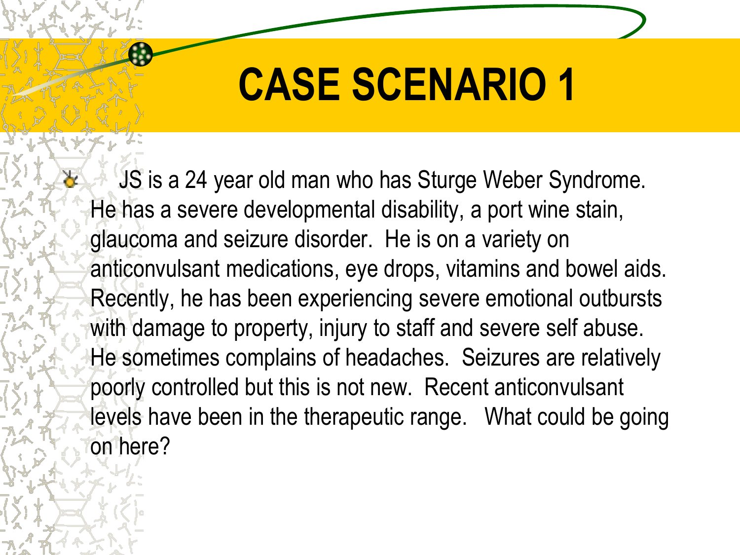# CASE SCENARIO 1

- JS is a 24 year old man who has Sturge Weber Syndrome. He has a severe developmental disability, a port wine stain, glaucoma and seizure disorder. He is on a variety on anticonvulsant medications, eye drops, vitamins and bowel aids. Recently, he has been experiencing severe emotional outbursts with damage to property, injury to staff and severe self abuse. He sometimes complains of headaches. Seizures are relatively poorly controlled but this is not new. Recent anticonvulsant levels have been in the therapeutic range. What could be going on here?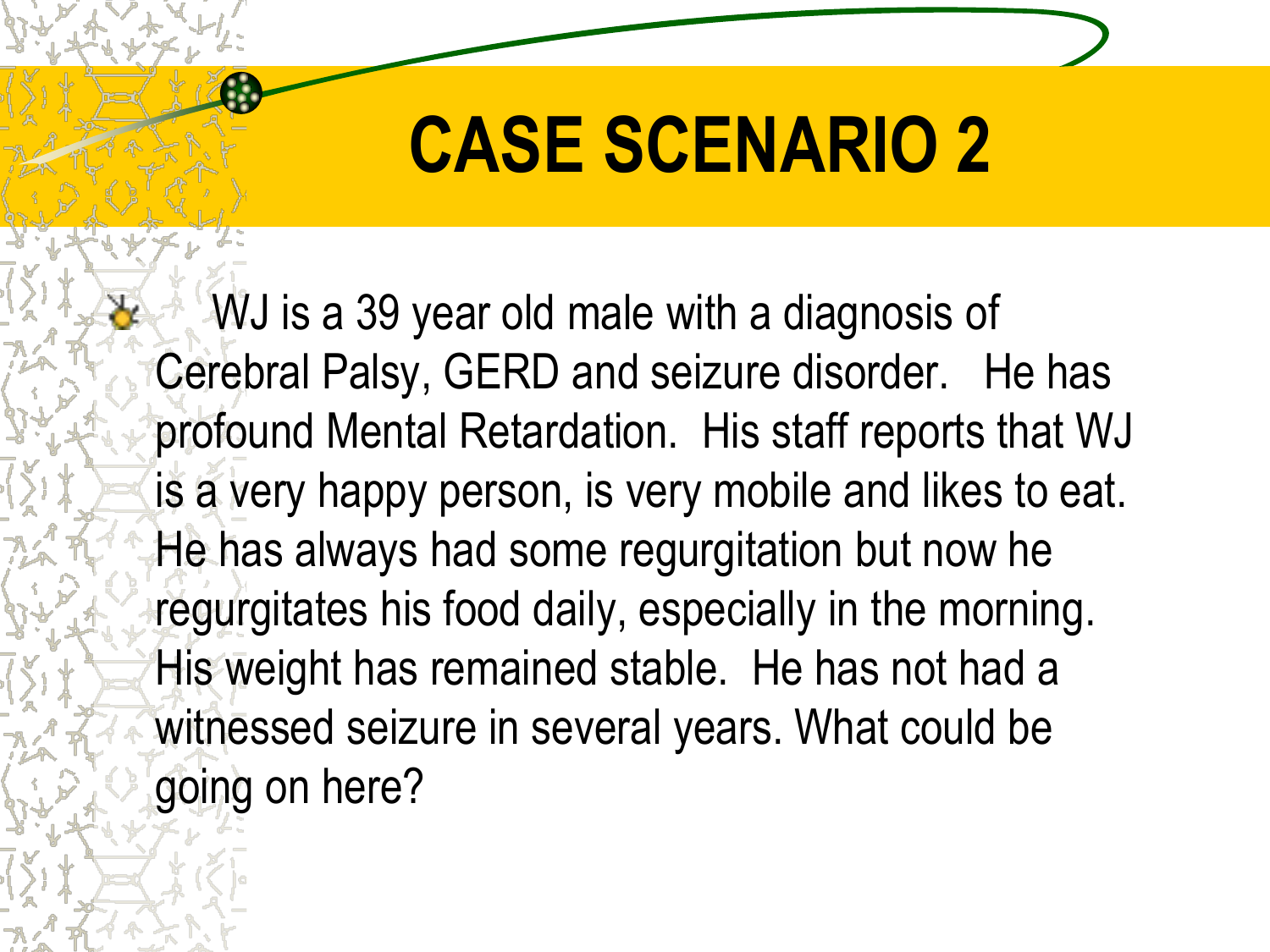# CASE SCENARIO 2

- WJ is a 39 year old male with a diagnosis of Cerebral Palsy, GERD and seizure disorder. He has profound Mental Retardation. His staff reports that WJ is a very happy person, is very mobile and likes to eat. He has always had some regurgitation but now he regurgitates his food daily, especially in the morning. His weight has remained stable. He has not had a witnessed seizure in several years. What could be going on here?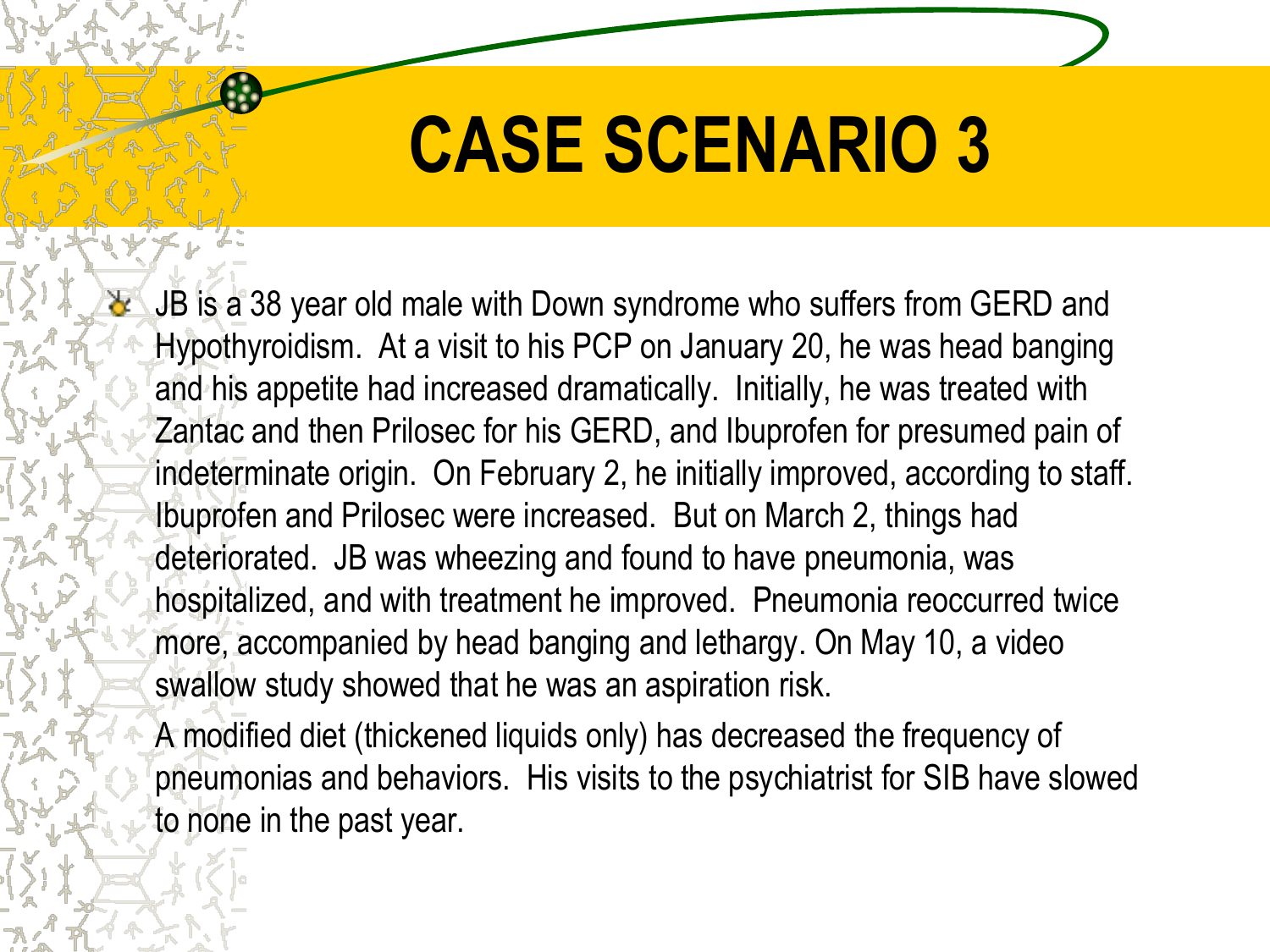# CASE SCENARIO 3

- JB is a 38 year old male with Down syndrome who suffers from GERD and Hypothyroidism. At a visit to his PCP on January 20, he was head banging and his appetite had increased dramatically. Initially, he was treated with Zantac and then Prilosec for his GERD, and Ibuprofen for presumed pain of indeterminate origin. On February 2, he initially improved, according to staff. Ibuprofen and Prilosec were increased. But on March 2, things had deteriorated. JB was wheezing and found to have pneumonia, was hospitalized, and with treatment he improved. Pneumonia reoccurred twice more, accompanied by head banging and lethargy. On May 10, a video swallow study showed that he was an aspiration risk.

  A modified diet (thickened liquids only) has decreased the frequency of pneumonias and behaviors. His visits to the psychiatrist for SIB have slowed to none in the past year.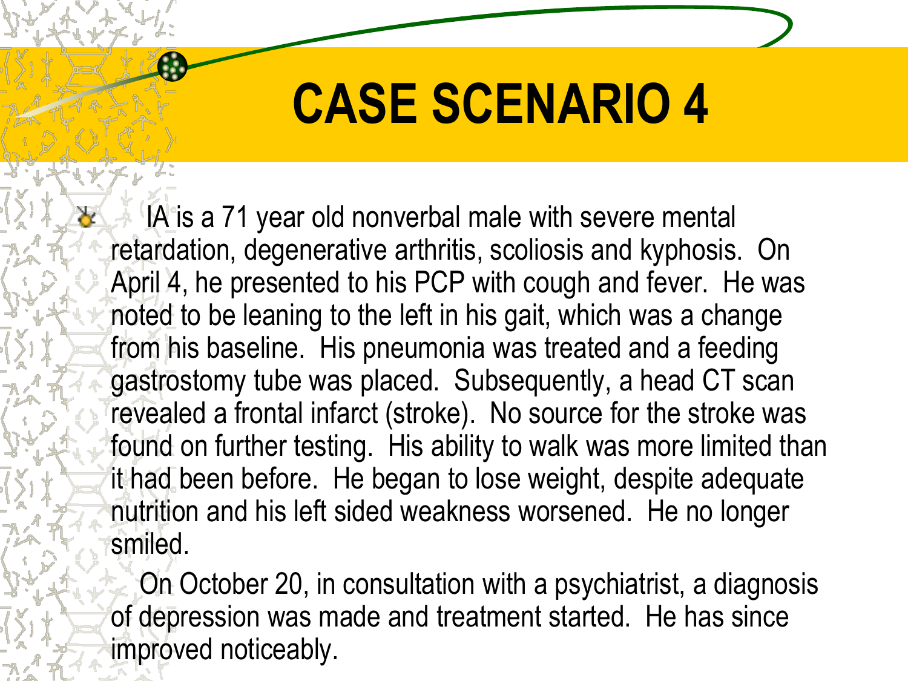# CASE SCENARIO 4

- IA is a 71 year old nonverbal male with severe mental retardation, degenerative arthritis, scoliosis and kyphosis. On April 4, he presented to his PCP with cough and fever. He was noted to be leaning to the left in his gait, which was a change from his baseline. His pneumonia was treated and a feeding gastrostomy tube was placed. Subsequently, a head CT scan revealed a frontal infarct (stroke). No source for the stroke was found on further testing. His ability to walk was more limited than it had been before. He began to lose weight, despite adequate nutrition and his left sided weakness worsened. He no longer smiled.

  On October 20, in consultation with a psychiatrist, a diagnosis of depression was made and treatment started. He has since improved noticeably.